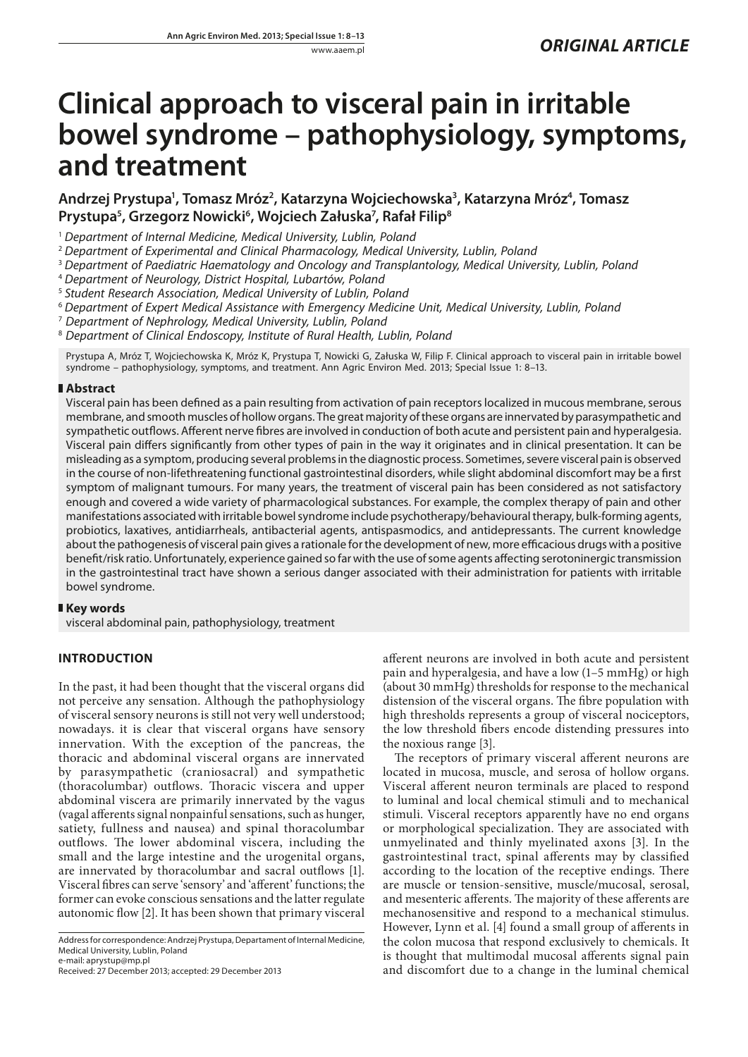*ORIGINAL ARTICLE*

# Clinical approach to visceral pain in irritable bowel syndrome – pathophysiology, symptoms, and treatment

**Andrzej Prystupa[1], Tomasz Mróz[2], Katarzyna Wojciechowska[3], Katarzyna Mróz[4], Tomasz Prystupa[5], Grzegorz Nowicki[6], Wojciech Załuska[7], Rafał Filip[8]**

[1] *Department of Internal Medicine, Medical University, Lublin, Poland*
[2] *Department of Experimental and Clinical Pharmacology, Medical University, Lublin, Poland*
[3] *Department of Paediatric Haematology and Oncology and Transplantology, Medical University, Lublin, Poland*
[4] *Department of Neurology, District Hospital, Lubartów, Poland*
[5] *Student Research Association, Medical University of Lublin, Poland*
[6] *Department of Expert Medical Assistance with Emergency Medicine Unit, Medical University, Lublin, Poland*
[7] *Department of Nephrology, Medical University, Lublin, Poland*
[8] *Department of Clinical Endoscopy, Institute of Rural Health, Lublin, Poland*

Prystupa A, Mróz T, Wojciechowska K, Mróz K, Prystupa T, Nowicki G, Załuska W, Filip F. Clinical approach to visceral pain in irritable bowel syndrome – pathophysiology, symptoms, and treatment. Ann Agric Environ Med. 2013; Special Issue 1: 8–13.

## Abstract

Visceral pain has been defined as a pain resulting from activation of pain receptors localized in mucous membrane, serous membrane, and smooth muscles of hollow organs. The great majority of these organs are innervated by parasympathetic and sympathetic outflows. Afferent nerve fibres are involved in conduction of both acute and persistent pain and hyperalgesia. Visceral pain differs significantly from other types of pain in the way it originates and in clinical presentation. It can be misleading as a symptom, producing several problems in the diagnostic process. Sometimes, severe visceral pain is observed in the course of non-lifethreatening functional gastrointestinal disorders, while slight abdominal discomfort may be a first symptom of malignant tumours. For many years, the treatment of visceral pain has been considered as not satisfactory enough and covered a wide variety of pharmacological substances. For example, the complex therapy of pain and other manifestations associated with irritable bowel syndrome include psychotherapy/behavioural therapy, bulk-forming agents, probiotics, laxatives, antidiarrheals, antibacterial agents, antispasmodics, and antidepressants. The current knowledge about the pathogenesis of visceral pain gives a rationale for the development of new, more efficacious drugs with a positive benefit/risk ratio. Unfortunately, experience gained so far with the use of some agents affecting serotoninergic transmission in the gastrointestinal tract have shown a serious danger associated with their administration for patients with irritable bowel syndrome.

## Key words

visceral abdominal pain, pathophysiology, treatment

## INTRODUCTION

In the past, it had been thought that the visceral organs did not perceive any sensation. Although the pathophysiology of visceral sensory neurons is still not very well understood; nowadays. it is clear that visceral organs have sensory innervation. With the exception of the pancreas, the thoracic and abdominal visceral organs are innervated by parasympathetic (craniosacral) and sympathetic (thoracolumbar) outflows. Thoracic viscera and upper abdominal viscera are primarily innervated by the vagus (vagal afferents signal nonpainful sensations, such as hunger, satiety, fullness and nausea) and spinal thoracolumbar outflows. The lower abdominal viscera, including the small and the large intestine and the urogenital organs, are innervated by thoracolumbar and sacral outflows [1]. Visceral fibres can serve 'sensory' and 'afferent' functions; the former can evoke conscious sensations and the latter regulate autonomic flow [2]. It has been shown that primary visceral afferent neurons are involved in both acute and persistent pain and hyperalgesia, and have a low (1–5 mmHg) or high (about 30 mmHg) thresholds for response to the mechanical distension of the visceral organs. The fibre population with high thresholds represents a group of visceral nociceptors, the low threshold fibers encode distending pressures into the noxious range [3].

The receptors of primary visceral afferent neurons are located in mucosa, muscle, and serosa of hollow organs. Visceral afferent neuron terminals are placed to respond to luminal and local chemical stimuli and to mechanical stimuli. Visceral receptors apparently have no end organs or morphological specialization. They are associated with unmyelinated and thinly myelinated axons [3]. In the gastrointestinal tract, spinal afferents may by classified according to the location of the receptive endings. There are muscle or tension-sensitive, muscle/mucosal, serosal, and mesenteric afferents. The majority of these afferents are mechanosensitive and respond to a mechanical stimulus. However, Lynn et al. [4] found a small group of afferents in the colon mucosa that respond exclusively to chemicals. It is thought that multimodal mucosal afferents signal pain and discomfort due to a change in the luminal chemical

Address for correspondence: Andrzej Prystupa, Depary tament of Internal Medicine, Medical University, Lublin, Poland
e-mail: aprystup@mp.pl
Received: 27 December 2013; accepted: 29 December 2013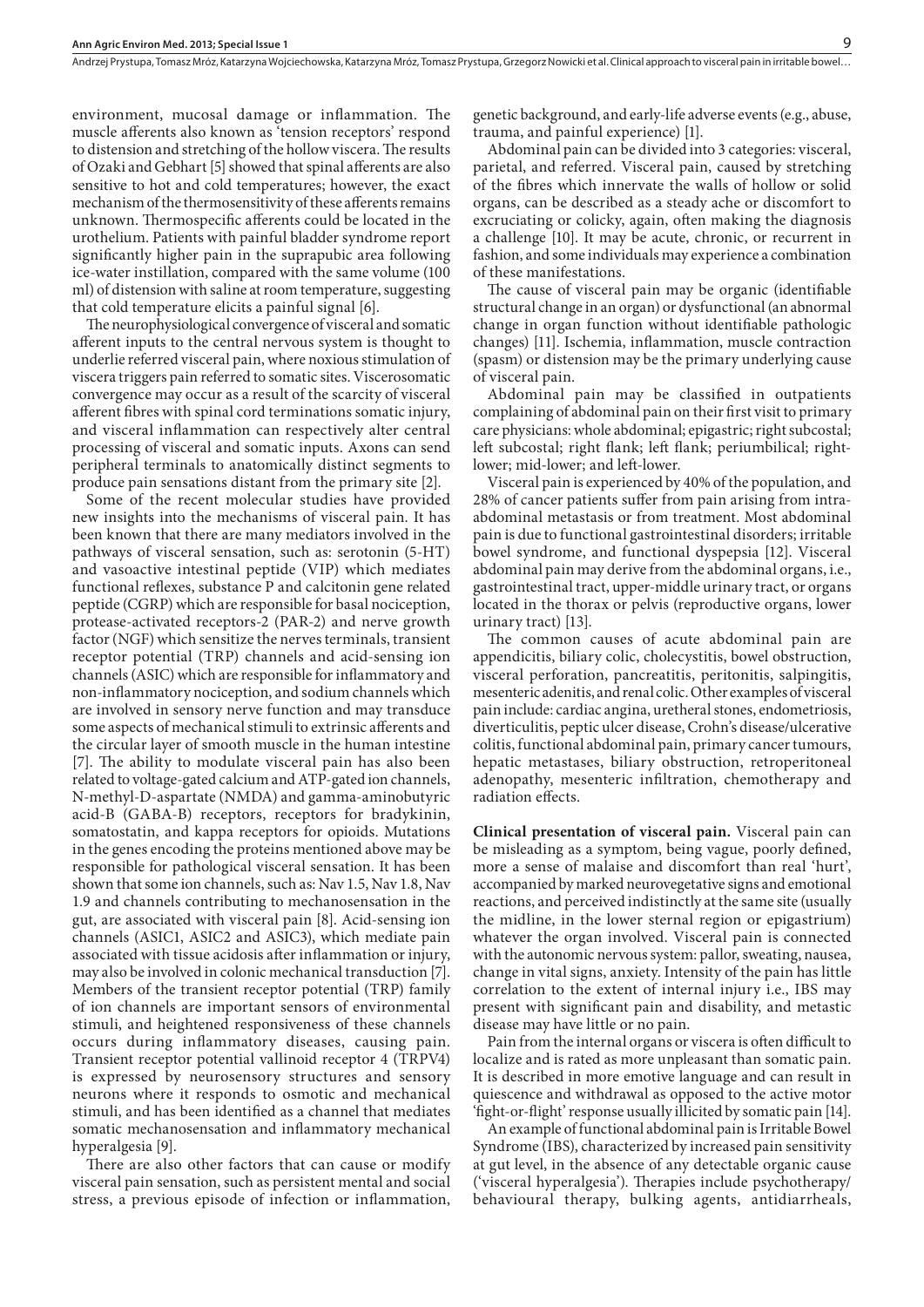environment, mucosal damage or inflammation. The muscle afferents also known as 'tension receptors' respond to distension and stretching of the hollow viscera. The results of Ozaki and Gebhart [5] showed that spinal afferents are also sensitive to hot and cold temperatures; however, the exact mechanism of the thermosensitivity of these afferents remains unknown. Thermospecific afferents could be located in the urothelium. Patients with painful bladder syndrome report significantly higher pain in the suprapubic area following ice-water instillation, compared with the same volume (100 ml) of distension with saline at room temperature, suggesting that cold temperature elicits a painful signal [6].

The neurophysiological convergence of visceral and somatic afferent inputs to the central nervous system is thought to underlie referred visceral pain, where noxious stimulation of viscera triggers pain referred to somatic sites. Viscerosomatic convergence may occur as a result of the scarcity of visceral afferent fibres with spinal cord terminations somatic injury, and visceral inflammation can respectively alter central processing of visceral and somatic inputs. Axons can send peripheral terminals to anatomically distinct segments to produce pain sensations distant from the primary site [2].

Some of the recent molecular studies have provided new insights into the mechanisms of visceral pain. It has been known that there are many mediators involved in the pathways of visceral sensation, such as: serotonin (5-HT) and vasoactive intestinal peptide (VIP) which mediates functional reflexes, substance P and calcitonin gene related peptide (CGRP) which are responsible for basal nociception, protease-activated receptors-2 (PAR-2) and nerve growth factor (NGF) which sensitize the nerves terminals, transient receptor potential (TRP) channels and acid-sensing ion channels (ASIC) which are responsible for inflammatory and non-inflammatory nociception, and sodium channels which are involved in sensory nerve function and may transduce some aspects of mechanical stimuli to extrinsic afferents and the circular layer of smooth muscle in the human intestine [7]. The ability to modulate visceral pain has also been related to voltage-gated calcium and ATP-gated ion channels, N-methyl-D-aspartate (NMDA) and gamma-aminobutyric acid-B (GABA-B) receptors, receptors for bradykinin, somatostatin, and kappa receptors for opioids. Mutations in the genes encoding the proteins mentioned above may be responsible for pathological visceral sensation. It has been shown that some ion channels, such as: Nav 1.5, Nav 1.8, Nav 1.9 and channels contributing to mechanosensation in the gut, are associated with visceral pain [8]. Acid-sensing ion channels (ASIC1, ASIC2 and ASIC3), which mediate pain associated with tissue acidosis after inflammation or injury, may also be involved in colonic mechanical transduction [7]. Members of the transient receptor potential (TRP) family of ion channels are important sensors of environmental stimuli, and heightened responsiveness of these channels occurs during inflammatory diseases, causing pain. Transient receptor potential vallinoid receptor 4 (TRPV4) is expressed by neurosensory structures and sensory neurons where it responds to osmotic and mechanical stimuli, and has been identified as a channel that mediates somatic mechanosensation and inflammatory mechanical hyperalgesia [9].

There are also other factors that can cause or modify visceral pain sensation, such as persistent mental and social stress, a previous episode of infection or inflammation, genetic background, and early-life adverse events (e.g., abuse, trauma, and painful experience) [1].

Abdominal pain can be divided into 3 categories: visceral, parietal, and referred. Visceral pain, caused by stretching of the fibres which innervate the walls of hollow or solid organs, can be described as a steady ache or discomfort to excruciating or colicky, again, often making the diagnosis a challenge [10]. It may be acute, chronic, or recurrent in fashion, and some individuals may experience a combination of these manifestations.

The cause of visceral pain may be organic (identifiable structural change in an organ) or dysfunctional (an abnormal change in organ function without identifiable pathologic changes) [11]. Ischemia, inflammation, muscle contraction (spasm) or distension may be the primary underlying cause of visceral pain.

Abdominal pain may be classified in outpatients complaining of abdominal pain on their first visit to primary care physicians: whole abdominal; epigastric; right subcostal; left subcostal; right flank; left flank; periumbilical; right-lower; mid-lower; and left-lower.

Visceral pain is experienced by 40% of the population, and 28% of cancer patients suffer from pain arising from intra-abdominal metastasis or from treatment. Most abdominal pain is due to functional gastrointestinal disorders; irritable bowel syndrome, and functional dyspepsia [12]. Visceral abdominal pain may derive from the abdominal organs, i.e., gastrointestinal tract, upper-middle urinary tract, or organs located in the thorax or pelvis (reproductive organs, lower urinary tract) [13].

The common causes of acute abdominal pain are appendicitis, biliary colic, cholecystitis, bowel obstruction, visceral perforation, pancreatitis, peritonitis, salpingitis, mesenteric adenitis, and renal colic. Other examples of visceral pain include: cardiac angina, uretheral stones, endometriosis, diverticulitis, peptic ulcer disease, Crohn's disease/ulcerative colitis, functional abdominal pain, primary cancer tumours, hepatic metastases, biliary obstruction, retroperitoneal adenopathy, mesenteric infiltration, chemotherapy and radiation effects.

**Clinical presentation of visceral pain.** Visceral pain can be misleading as a symptom, being vague, poorly defined, more a sense of malaise and discomfort than real 'hurt', accompanied by marked neurovegetative signs and emotional reactions, and perceived indistinctly at the same site (usually the midline, in the lower sternal region or epigastrium) whatever the organ involved. Visceral pain is connected with the autonomic nervous system: pallor, sweating, nausea, change in vital signs, anxiety. Intensity of the pain has little correlation to the extent of internal injury i.e., IBS may present with significant pain and disability, and metastic disease may have little or no pain.

Pain from the internal organs or viscera is often difficult to localize and is rated as more unpleasant than somatic pain. It is described in more emotive language and can result in quiescence and withdrawal as opposed to the active motor 'fight-or-flight' response usually illicited by somatic pain [14].

An example of functional abdominal pain is Irritable Bowel Syndrome (IBS), characterized by increased pain sensitivity at gut level, in the absence of any detectable organic cause ('visceral hyperalgesia'). Therapies include psychotherapy/ behavioural therapy, bulking agents, antidiarrheals,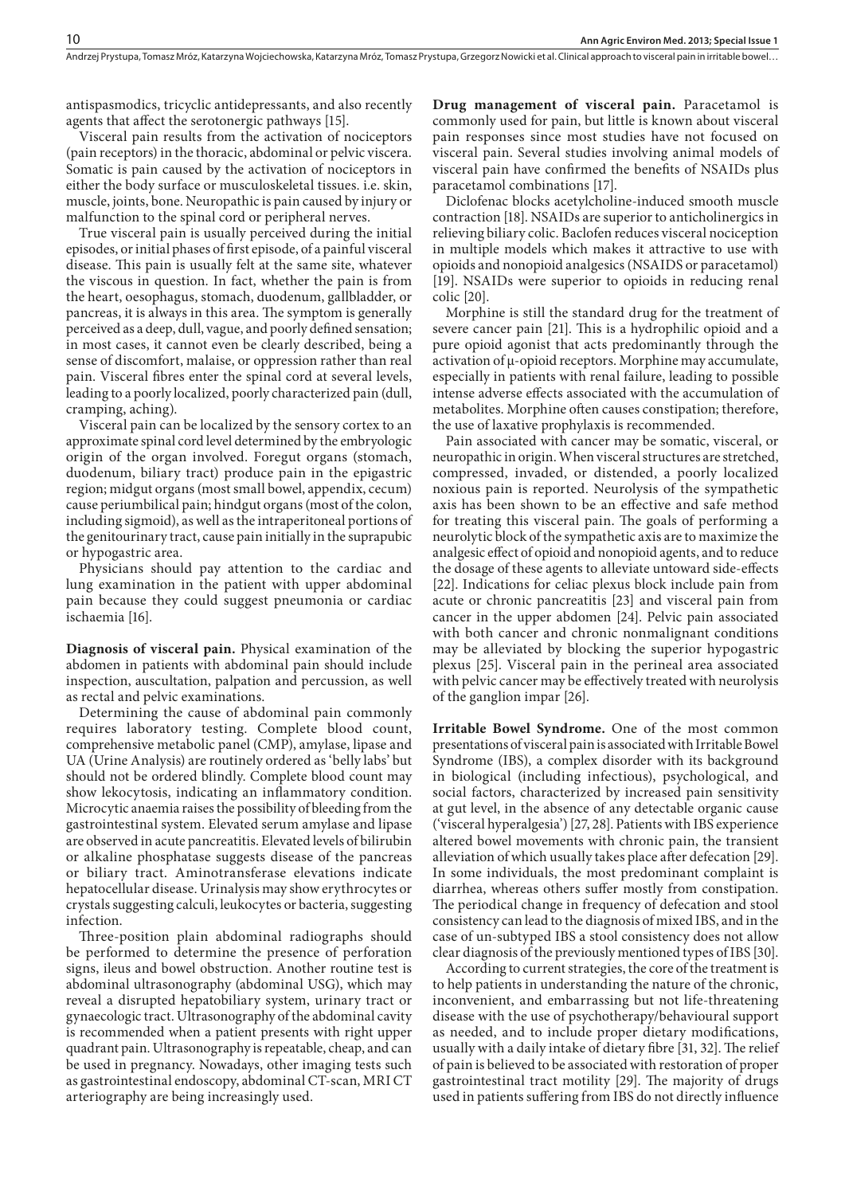antispasmodics, tricyclic antidepressants, and also recently agents that affect the serotonergic pathways [15].

Visceral pain results from the activation of nociceptors (pain receptors) in the thoracic, abdominal or pelvic viscera. Somatic is pain caused by the activation of nociceptors in either the body surface or musculoskeletal tissues. i.e. skin, muscle, joints, bone. Neuropathic is pain caused by injury or malfunction to the spinal cord or peripheral nerves.

True visceral pain is usually perceived during the initial episodes, or initial phases of first episode, of a painful visceral disease. This pain is usually felt at the same site, whatever the viscous in question. In fact, whether the pain is from the heart, oesophagus, stomach, duodenum, gallbladder, or pancreas, it is always in this area. The symptom is generally perceived as a deep, dull, vague, and poorly defined sensation; in most cases, it cannot even be clearly described, being a sense of discomfort, malaise, or oppression rather than real pain. Visceral fibres enter the spinal cord at several levels, leading to a poorly localized, poorly characterized pain (dull, cramping, aching).

Visceral pain can be localized by the sensory cortex to an approximate spinal cord level determined by the embryologic origin of the organ involved. Foregut organs (stomach, duodenum, biliary tract) produce pain in the epigastric region; midgut organs (most small bowel, appendix, cecum) cause periumbilical pain; hindgut organs (most of the colon, including sigmoid), as well as the intraperitoneal portions of the genitourinary tract, cause pain initially in the suprapubic or hypogastric area.

Physicians should pay attention to the cardiac and lung examination in the patient with upper abdominal pain because they could suggest pneumonia or cardiac ischaemia [16].

**Diagnosis of visceral pain.** Physical examination of the abdomen in patients with abdominal pain should include inspection, auscultation, palpation and percussion, as well as rectal and pelvic examinations.

Determining the cause of abdominal pain commonly requires laboratory testing. Complete blood count, comprehensive metabolic panel (CMP), amylase, lipase and UA (Urine Analysis) are routinely ordered as 'belly labs' but should not be ordered blindly. Complete blood count may show lekocytosis, indicating an inflammatory condition. Microcytic anaemia raises the possibility of bleeding from the gastrointestinal system. Elevated serum amylase and lipase are observed in acute pancreatitis. Elevated levels of bilirubin or alkaline phosphatase suggests disease of the pancreas or biliary tract. Aminotransferase elevations indicate hepatocellular disease. Urinalysis may show erythrocytes or crystals suggesting calculi, leukocytes or bacteria, suggesting infection.

Three-position plain abdominal radiographs should be performed to determine the presence of perforation signs, ileus and bowel obstruction. Another routine test is abdominal ultrasonography (abdominal USG), which may reveal a disrupted hepatobiliary system, urinary tract or gynaecologic tract. Ultrasonography of the abdominal cavity is recommended when a patient presents with right upper quadrant pain. Ultrasonography is repeatable, cheap, and can be used in pregnancy. Nowadays, other imaging tests such as gastrointestinal endoscopy, abdominal CT-scan, MRI CT arteriography are being increasingly used.

**Drug management of visceral pain.** Paracetamol is commonly used for pain, but little is known about visceral pain responses since most studies have not focused on visceral pain. Several studies involving animal models of visceral pain have confirmed the benefits of NSAIDs plus paracetamol combinations [17].

Diclofenac blocks acetylcholine-induced smooth muscle contraction [18]. NSAIDs are superior to anticholinergics in relieving biliary colic. Baclofen reduces visceral nociception in multiple models which makes it attractive to use with opioids and nonopioid analgesics (NSAIDS or paracetamol) [19]. NSAIDs were superior to opioids in reducing renal colic [20].

Morphine is still the standard drug for the treatment of severe cancer pain [21]. This is a hydrophilic opioid and a pure opioid agonist that acts predominantly through the activation of μ-opioid receptors. Morphine may accumulate, especially in patients with renal failure, leading to possible intense adverse effects associated with the accumulation of metabolites. Morphine often causes constipation; therefore, the use of laxative prophylaxis is recommended.

Pain associated with cancer may be somatic, visceral, or neuropathic in origin. When visceral structures are stretched, compressed, invaded, or distended, a poorly localized noxious pain is reported. Neurolysis of the sympathetic axis has been shown to be an effective and safe method for treating this visceral pain. The goals of performing a neurolytic block of the sympathetic axis are to maximize the analgesic effect of opioid and nonopioid agents, and to reduce the dosage of these agents to alleviate untoward side-effects [22]. Indications for celiac plexus block include pain from acute or chronic pancreatitis [23] and visceral pain from cancer in the upper abdomen [24]. Pelvic pain associated with both cancer and chronic nonmalignant conditions may be alleviated by blocking the superior hypogastric plexus [25]. Visceral pain in the perineal area associated with pelvic cancer may be effectively treated with neurolysis of the ganglion impar [26].

**Irritable Bowel Syndrome.** One of the most common presentations of visceral pain is associated with Irritable Bowel Syndrome (IBS), a complex disorder with its background in biological (including infectious), psychological, and social factors, characterized by increased pain sensitivity at gut level, in the absence of any detectable organic cause ('visceral hyperalgesia') [27, 28]. Patients with IBS experience altered bowel movements with chronic pain, the transient alleviation of which usually takes place after defecation [29]. In some individuals, the most predominant complaint is diarrhea, whereas others suffer mostly from constipation. The periodical change in frequency of defecation and stool consistency can lead to the diagnosis of mixed IBS, and in the case of un-subtyped IBS a stool consistency does not allow clear diagnosis of the previously mentioned types of IBS [30].

According to current strategies, the core of the treatment is to help patients in understanding the nature of the chronic, inconvenient, and embarrassing but not life-threatening disease with the use of psychotherapy/behavioural support as needed, and to include proper dietary modifications, usually with a daily intake of dietary fibre [31, 32]. The relief of pain is believed to be associated with restoration of proper gastrointestinal tract motility [29]. The majority of drugs used in patients suffering from IBS do not directly influence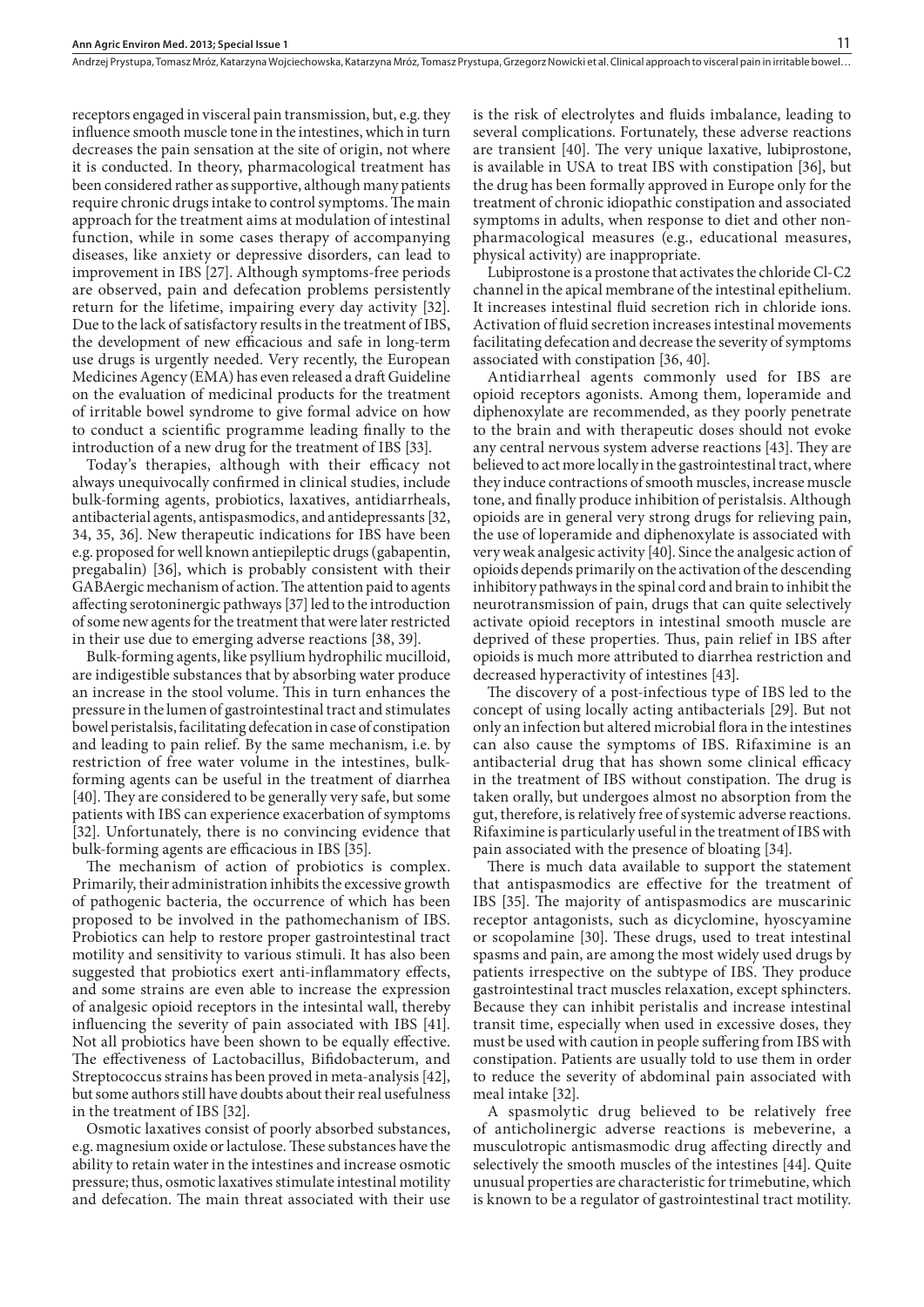receptors engaged in visceral pain transmission, but, e.g. they influence smooth muscle tone in the intestines, which in turn decreases the pain sensation at the site of origin, not where it is conducted. In theory, pharmacological treatment has been considered rather as supportive, although many patients require chronic drugs intake to control symptoms. The main approach for the treatment aims at modulation of intestinal function, while in some cases therapy of accompanying diseases, like anxiety or depressive disorders, can lead to improvement in IBS [27]. Although symptoms-free periods are observed, pain and defecation problems persistently return for the lifetime, impairing every day activity [32]. Due to the lack of satisfactory results in the treatment of IBS, the development of new efficacious and safe in long-term use drugs is urgently needed. Very recently, the European Medicines Agency (EMA) has even released a draft Guideline on the evaluation of medicinal products for the treatment of irritable bowel syndrome to give formal advice on how to conduct a scientific programme leading finally to the introduction of a new drug for the treatment of IBS [33].

Today's therapies, although with their efficacy not always unequivocally confirmed in clinical studies, include bulk-forming agents, probiotics, laxatives, antidiarrheals, antibacterial agents, antispasmodics, and antidepressants [32, 34, 35, 36]. New therapeutic indications for IBS have been e.g. proposed for well known antiepileptic drugs (gabapentin, pregabalin) [36], which is probably consistent with their GABAergic mechanism of action. The attention paid to agents affecting serotoninergic pathways [37] led to the introduction of some new agents for the treatment that were later restricted in their use due to emerging adverse reactions [38, 39].

Bulk-forming agents, like psyllium hydrophilic mucilloid, are indigestible substances that by absorbing water produce an increase in the stool volume. This in turn enhances the pressure in the lumen of gastrointestinal tract and stimulates bowel peristalsis, facilitating defecation in case of constipation and leading to pain relief. By the same mechanism, i.e. by restriction of free water volume in the intestines, bulk-forming agents can be useful in the treatment of diarrhea [40]. They are considered to be generally very safe, but some patients with IBS can experience exacerbation of symptoms [32]. Unfortunately, there is no convincing evidence that bulk-forming agents are efficacious in IBS [35].

The mechanism of action of probiotics is complex. Primarily, their administration inhibits the excessive growth of pathogenic bacteria, the occurrence of which has been proposed to be involved in the pathomechanism of IBS. Probiotics can help to restore proper gastrointestinal tract motility and sensitivity to various stimuli. It has also been suggested that probiotics exert anti-inflammatory effects, and some strains are even able to increase the expression of analgesic opioid receptors in the intesintal wall, thereby influencing the severity of pain associated with IBS [41]. Not all probiotics have been shown to be equally effective. The effectiveness of Lactobacillus, Bifidobacterum, and Streptococcus strains has been proved in meta-analysis [42], but some authors still have doubts about their real usefulness in the treatment of IBS [32].

Osmotic laxatives consist of poorly absorbed substances, e.g. magnesium oxide or lactulose. These substances have the ability to retain water in the intestines and increase osmotic pressure; thus, osmotic laxatives stimulate intestinal motility and defecation. The main threat associated with their use is the risk of electrolytes and fluids imbalance, leading to several complications. Fortunately, these adverse reactions are transient [40]. The very unique laxative, lubiprostone, is available in USA to treat IBS with constipation [36], but the drug has been formally approved in Europe only for the treatment of chronic idiopathic constipation and associated symptoms in adults, when response to diet and other non-pharmacological measures (e.g., educational measures, physical activity) are inappropriate.

Lubiprostone is a prostone that activates the chloride Cl-C2 channel in the apical membrane of the intestinal epithelium. It increases intestinal fluid secretion rich in chloride ions. Activation of fluid secretion increases intestinal movements facilitating defecation and decrease the severity of symptoms associated with constipation [36, 40].

Antidiarrheal agents commonly used for IBS are opioid receptors agonists. Among them, loperamide and diphenoxylate are recommended, as they poorly penetrate to the brain and with therapeutic doses should not evoke any central nervous system adverse reactions [43]. They are believed to act more locally in the gastrointestinal tract, where they induce contractions of smooth muscles, increase muscle tone, and finally produce inhibition of peristalsis. Although opioids are in general very strong drugs for relieving pain, the use of loperamide and diphenoxylate is associated with very weak analgesic activity [40]. Since the analgesic action of opioids depends primarily on the activation of the descending inhibitory pathways in the spinal cord and brain to inhibit the neurotransmission of pain, drugs that can quite selectively activate opioid receptors in intestinal smooth muscle are deprived of these properties. Thus, pain relief in IBS after opioids is much more attributed to diarrhea restriction and decreased hyperactivity of intestines [43].

The discovery of a post-infectious type of IBS led to the concept of using locally acting antibacterials [29]. But not only an infection but altered microbial flora in the intestines can also cause the symptoms of IBS. Rifaximine is an antibacterial drug that has shown some clinical efficacy in the treatment of IBS without constipation. The drug is taken orally, but undergoes almost no absorption from the gut, therefore, is relatively free of systemic adverse reactions. Rifaximine is particularly useful in the treatment of IBS with pain associated with the presence of bloating [34].

There is much data available to support the statement that antispasmodics are effective for the treatment of IBS [35]. The majority of antispasmodics are muscarinic receptor antagonists, such as dicyclomine, hyoscyamine or scopolamine [30]. These drugs, used to treat intestinal spasms and pain, are among the most widely used drugs by patients irrespective on the subtype of IBS. They produce gastrointestinal tract muscles relaxation, except sphincters. Because they can inhibit peristalis and increase intestinal transit time, especially when used in excessive doses, they must be used with caution in people suffering from IBS with constipation. Patients are usually told to use them in order to reduce the severity of abdominal pain associated with meal intake [32].

A spasmolytic drug believed to be relatively free of anticholinergic adverse reactions is mebeverine, a musculotropic antismasmodic drug affecting directly and selectively the smooth muscles of the intestines [44]. Quite unusual properties are characteristic for trimebutine, which is known to be a regulator of gastrointestinal tract motility.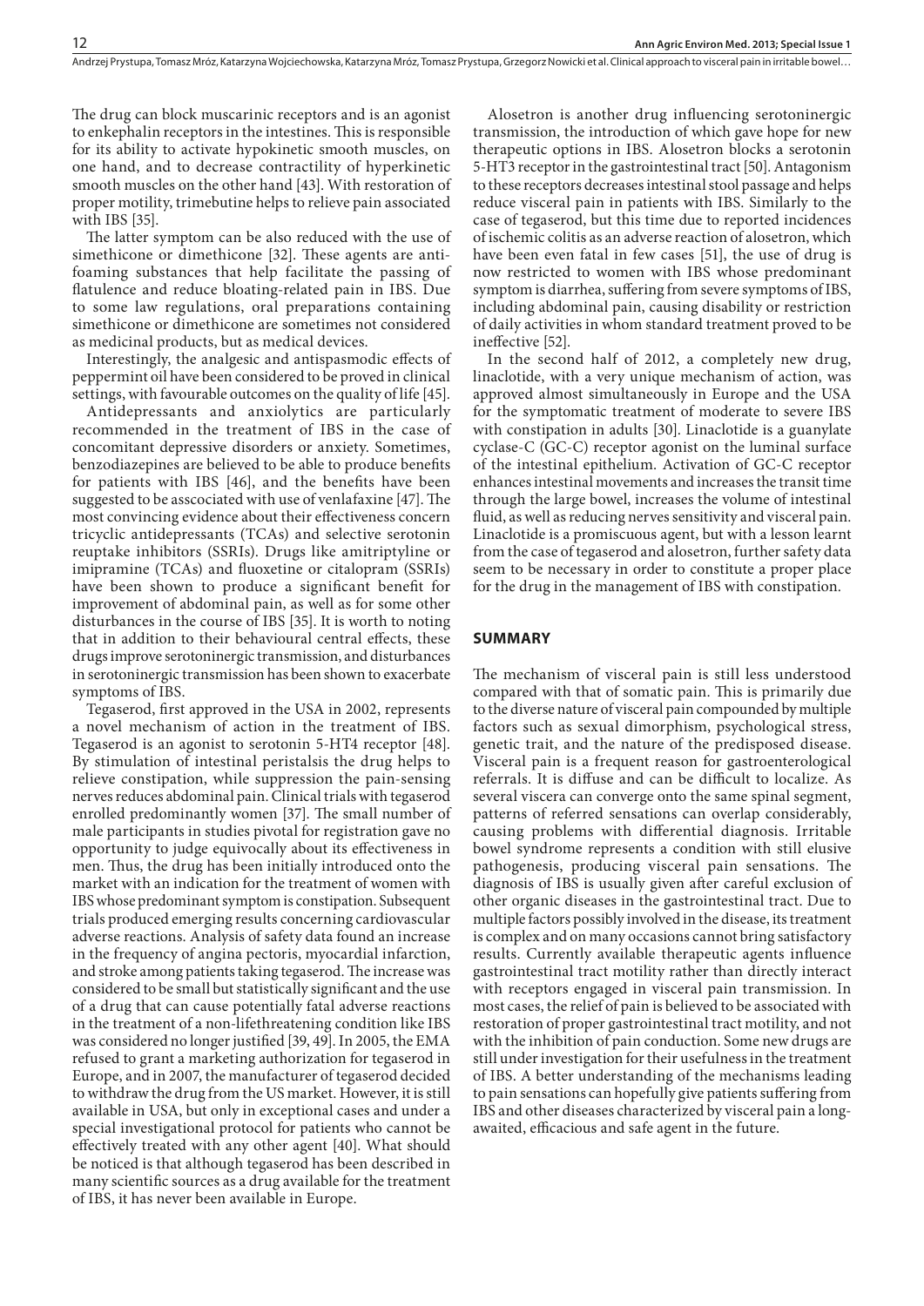The drug can block muscarinic receptors and is an agonist to enkephalin receptors in the intestines. This is responsible for its ability to activate hypokinetic smooth muscles, on one hand, and to decrease contractility of hyperkinetic smooth muscles on the other hand [43]. With restoration of proper motility, trimebutine helps to relieve pain associated with IBS [35].

The latter symptom can be also reduced with the use of simethicone or dimethicone [32]. These agents are anti-foaming substances that help facilitate the passing of flatulence and reduce bloating-related pain in IBS. Due to some law regulations, oral preparations containing simethicone or dimethicone are sometimes not considered as medicinal products, but as medical devices.

Interestingly, the analgesic and antispasmodic effects of peppermint oil have been considered to be proved in clinical settings, with favourable outcomes on the quality of life [45].

Antidepressants and anxiolytics are particularly recommended in the treatment of IBS in the case of concomitant depressive disorders or anxiety. Sometimes, benzodiazepines are believed to be able to produce benefits for patients with IBS [46], and the benefits have been suggested to be asscociated with use of venlafaxine [47]. The most convincing evidence about their effectiveness concern tricyclic antidepressants (TCAs) and selective serotonin reuptake inhibitors (SSRIs). Drugs like amitriptyline or imipramine (TCAs) and fluoxetine or citalopram (SSRIs) have been shown to produce a significant benefit for improvement of abdominal pain, as well as for some other disturbances in the course of IBS [35]. It is worth to noting that in addition to their behavioural central effects, these drugs improve serotoninergic transmission, and disturbances in serotoninergic transmission has been shown to exacerbate symptoms of IBS.

Tegaserod, first approved in the USA in 2002, represents a novel mechanism of action in the treatment of IBS. Tegaserod is an agonist to serotonin 5-HT4 receptor [48]. By stimulation of intestinal peristalsis the drug helps to relieve constipation, while suppression the pain-sensing nerves reduces abdominal pain. Clinical trials with tegaserod enrolled predominantly women [37]. The small number of male participants in studies pivotal for registration gave no opportunity to judge equivocally about its effectiveness in men. Thus, the drug has been initially introduced onto the market with an indication for the treatment of women with IBS whose predominant symptom is constipation. Subsequent trials produced emerging results concerning cardiovascular adverse reactions. Analysis of safety data found an increase in the frequency of angina pectoris, myocardial infarction, and stroke among patients taking tegaserod. The increase was considered to be small but statistically significant and the use of a drug that can cause potentially fatal adverse reactions in the treatment of a non-lifethreatening condition like IBS was considered no longer justified [39, 49]. In 2005, the EMA refused to grant a marketing authorization for tegaserod in Europe, and in 2007, the manufacturer of tegaserod decided to withdraw the drug from the US market. However, it is still available in USA, but only in exceptional cases and under a special investigational protocol for patients who cannot be effectively treated with any other agent [40]. What should be noticed is that although tegaserod has been described in many scientific sources as a drug available for the treatment of IBS, it has never been available in Europe.

Alosetron is another drug influencing serotoninergic transmission, the introduction of which gave hope for new therapeutic options in IBS. Alosetron blocks a serotonin 5-HT3 receptor in the gastrointestinal tract [50]. Antagonism to these receptors decreases intestinal stool passage and helps reduce visceral pain in patients with IBS. Similarly to the case of tegaserod, but this time due to reported incidences of ischemic colitis as an adverse reaction of alosetron, which have been even fatal in few cases [51], the use of drug is now restricted to women with IBS whose predominant symptom is diarrhea, suffering from severe symptoms of IBS, including abdominal pain, causing disability or restriction of daily activities in whom standard treatment proved to be ineffective [52].

In the second half of 2012, a completely new drug, linaclotide, with a very unique mechanism of action, was approved almost simultaneously in Europe and the USA for the symptomatic treatment of moderate to severe IBS with constipation in adults [30]. Linaclotide is a guanylate cyclase-C (GC-C) receptor agonist on the luminal surface of the intestinal epithelium. Activation of GC-C receptor enhances intestinal movements and increases the transit time through the large bowel, increases the volume of intestinal fluid, as well as reducing nerves sensitivity and visceral pain. Linaclotide is a promiscuous agent, but with a lesson learnt from the case of tegaserod and alosetron, further safety data seem to be necessary in order to constitute a proper place for the drug in the management of IBS with constipation.

## SUMMARY

The mechanism of visceral pain is still less understood compared with that of somatic pain. This is primarily due to the diverse nature of visceral pain compounded by multiple factors such as sexual dimorphism, psychological stress, genetic trait, and the nature of the predisposed disease. Visceral pain is a frequent reason for gastroenterological referrals. It is diffuse and can be difficult to localize. As several viscera can converge onto the same spinal segment, patterns of referred sensations can overlap considerably, causing problems with differential diagnosis. Irritable bowel syndrome represents a condition with still elusive pathogenesis, producing visceral pain sensations. The diagnosis of IBS is usually given after careful exclusion of other organic diseases in the gastrointestinal tract. Due to multiple factors possibly involved in the disease, its treatment is complex and on many occasions cannot bring satisfactory results. Currently available therapeutic agents influence gastrointestinal tract motility rather than directly interact with receptors engaged in visceral pain transmission. In most cases, the relief of pain is believed to be associated with restoration of proper gastrointestinal tract motility, and not with the inhibition of pain conduction. Some new drugs are still under investigation for their usefulness in the treatment of IBS. A better understanding of the mechanisms leading to pain sensations can hopefully give patients suffering from IBS and other diseases characterized by visceral pain a long-awaited, efficacious and safe agent in the future.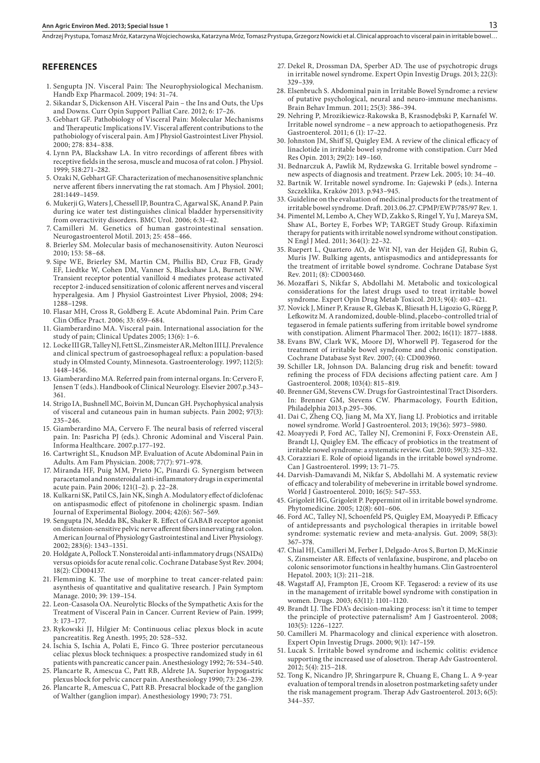## REFERENCES

1. Sengupta JN. Visceral Pain: The Neurophysiological Mechanism. Handb Exp Pharmacol. 2009; 194: 31–74.
2. Sikandar S, Dickenson AH. Visceral Pain – the Ins and Outs, the Ups and Downs. Curr Opin Support Palliat Care. 2012; 6: 17–26.
3. Gebhart GF. Pathobiology of Visceral Pain: Molecular Mechanisms and Therapeutic Implications IV. Visceral afferent contributions to the pathobiology of visceral pain. Am J Physiol Gastrointest Liver Physiol. 2000; 278: 834–838.
4. Lynn PA, Blackshaw LA. In vitro recordings of afferent fibres with receptive fields in the serosa, muscle and mucosa of rat colon. J Physiol. 1999; 518:271–282.
5. Ozaki N, Gebhart GF. Characterization of mechanosensitive splanchnic nerve afferent fibers innervating the rat stomach. Am J Physiol. 2001; 281:1449–1459.
6. Mukerji G, Waters J, Chessell IP, Bountra C, Agarwal SK, Anand P. Pain during ice water test distinguishes clinical bladder hypersensitivity from overactivity disorders. BMC Urol. 2006; 6:31–42.
7. Camilleri M. Genetics of human gastrointestinal sensation. Neurogastroenterol Motil. 2013; 25: 458–466.
8. Brierley SM. Molecular basis of mechanosensitivity. Auton Neurosci 2010; 153: 58–68.
9. Sipe WE, Brierley SM, Martin CM, Phillis BD, Cruz FB, Grady EF, Liedtke W, Cohen DM, Vanner S, Blackshaw LA, Burnett NW. Transient receptor potential vanilloid 4 mediates protease activated receptor 2-induced sensitization of colonic afferent nerves and visceral hyperalgesia. Am J Physiol Gastrointest Liver Physiol, 2008; 294: 1288–1298.
10. Flasar MH, Cross R, Goldberg E. Acute Abdominal Pain. Prim Care Clin Office Pract. 2006; 33: 659–684.
11. Giamberardino MA. Visceral pain. International association for the study of pain; Clinical Updates 2005; 13(6): 1–6.
12. Locke III GR, Talley NJ, Fett SL, Zinsmeister AR, Melton III LJ. Prevalence and clinical spectrum of gastroesophageal reflux: a population-based study in Olmsted County, Minnesota. Gastroenterology. 1997; 112(5): 1448–1456.
13. Giamberardino MA. Referred pain from internal organs. In: Cervero F, Jensen T (eds.). Handbook of Clinical Neurology. Elsevier 2007.p.343–361.
14. Strigo IA, Bushnell MC, Boivin M, Duncan GH. Psychophysical analysis of visceral and cutaneous pain in human subjects. Pain 2002; 97(3): 235–246.
15. Giamberardino MA, Cervero F. The neural basis of referred visceral pain. In: Pasricha PJ (eds.). Chronic Adominal and Visceral Pain. Informa Healthcare. 2007.p.177–192.
16. Cartwright SL, Knudson MP. Evaluation of Acute Abdominal Pain in Adults. Am Fam Physician. 2008; 77(7): 971–978.
17. Miranda HF, Puig MM, Prieto JC, Pinardi G. Synergism between paracetamol and nonsteroidal anti-inflammatory drugs in experimental acute pain. Pain 2006; 121(1–2). p. 22–28.
18. Kulkarni SK, Patil CS, Jain NK, Singh A. Modulatory effect of diclofenac on antispasmodic effect of pitofenone in cholinergic spasm. Indian Journal of Experimental Biology. 2004; 42(6): 567–569.
19. Sengupta JN, Medda BK, Shaker R. Effect of GABAB receptor agonist on distension-sensitive pelvic nerve afferent fibers innervating rat colon. American Journal of Physiology Gastrointestinal and Liver Physiology. 2002; 283(6): 1343–1351.
20. Holdgate A, Pollock T. Nonsteroidal anti-inflammatory drugs (NSAIDs) versus opioids for acute renal colic. Cochrane Database Syst Rev. 2004; 18(2): CD004137.
21. Flemming K. The use of morphine to treat cancer-related pain: asynthesis of quantitative and qualitative research. J Pain Symptom Manage. 2010; 39: 139–154.
22. Leon-Casasola OA. Neurolytic Blocks of the Sympathetic Axis for the Treatment of Visceral Pain in Cancer. Current Review of Pain. 1999; 3: 173–177.
23. Rykowski JJ, Hilgier M: Continuous celiac plexus block in acute pancreatitis. Reg Anesth. 1995; 20: 528–532.
24. Ischia S, Ischia A, Polati E, Finco G. Three posterior percutaneous celiac plexus block techniques: a prospective randomized study in 61 patients with pancreatic cancer pain. Anesthesiology 1992; 76: 534–540.
25. Plancarte R, Amescua C, Patt RB, Aldrete JA. Superior hypogastric plexus block for pelvic cancer pain. Anesthesiology 1990; 73: 236–239.
26. Plancarte R, Amescua C, Patt RB. Presacral blockade of the ganglion of Walther (ganglion impar). Anesthesiology 1990; 73: 751.
27. Dekel R, Drossman DA, Sperber AD. The use of psychotropic drugs in irritable nowel syndrome. Expert Opin Investig Drugs. 2013; 22(3): 329–339.
28. Elsenbruch S. Abdominal pain in Irritable Bowel Syndrome: a review of putative psychological, neural and neuro-immune mechanisms. Brain Behav Immun. 2011; 25(3): 386–394.
29. Nehring P, Mrozikiewicz-Rakowska B, Krasnodębski P, Karnafel W. Irritable nowel syndrome – a new approach to aetiopathogenesis. Prz Gastroenterol. 2011; 6 (1): 17–22.
30. Johnston JM, Shiff SJ, Quigley EM. A review of the clinical efficacy of linaclotide in irritable bowel syndrome with constipation. Curr Med Res Opin. 2013; 29(2): 149–160.
31. Bednarczuk A, Pawlik M, Rydzewska G. Irritable bowel syndrome – new aspects of diagnosis and treatment. Przew Lek. 2005; 10: 34–40.
32. Bartnik W. Irritable nowel syndrome. In: Gajewski P (eds.). Interna Szczeklika, Kraków 2013. p.943–945.
33. Guideline on the evaluation of medicinal products for the treatment of irritable bowel syndrome. Draft. 2013.06.27. CPMP/EWP/785/97 Rev. 1.
34. Pimentel M, Lembo A, Chey WD, Zakko S, Ringel Y, Yu J, Mareya SM, Shaw AL, Bortey E, Forbes WP; TARGET Study Group. Rifaximin therapy for patients with irritable nowel syndrome without constipation. N Engl J Med. 2011; 364(1): 22–32.
35. Ruepert L, Quartero AO, de Wit NJ, van der Heijden GJ, Rubin G, Muris JW. Bulking agents, antispasmodics and antidepressants for the treatment of irritable bowel syndrome. Cochrane Database Syst Rev. 2011; (8): CD003460.
36. Mozaffari S, Nikfar S, Abdollahi M. Metabolic and toxicological considerations for the latest drugs used to treat irritable bowel syndrome. Expert Opin Drug Metab Toxicol. 2013; 9(4): 403–421.
37. Novick J, Miner P, Krause R, Glebas K, Bliesath H, Ligozio G, Rüegg P, Lefkowitz M. A randomized, double-blind, placebo-controlled trial of tegaserod in female patients suffering from irritable bowel syndrome with constipation. Aliment Pharmacol Ther. 2002; 16(11): 1877–1888.
38. Evans BW, Clark WK, Moore DJ, Whorwell PJ. Tegaserod for the treatment of irritable bowel syndrome and chronic constipation. Cochrane Database Syst Rev. 2007; (4): CD003960.
39. Schiller LR, Johnson DA. Balancing drug risk and benefit: toward refining the process of FDA decisions affecting patient care. Am J Gastroenterol. 2008; 103(4): 815–819.
40. Brenner GM, Stevens CW. Drugs for Gastrointestinal Tract Disorders. In: Brenner GM, Stevens CW. Pharmacology, Fourth Edition, Philadelphia 2013.p.295–306.
41. Dai C, Zheng CQ, Jiang M, Ma XY, Jiang LJ. Probiotics and irritable nowel syndrome. World J Gastroenterol. 2013; 19(36): 5973–5980.
42. Moayyedi P, Ford AC, Talley NJ, Cremonini F, Foxx-Orenstein AE, Brandt LJ, Quigley EM. The efficacy of probiotics in the treatment of irritable nowel syndrome: a systematic review. Gut. 2010; 59(3): 325–332.
43. Corazziari E. Role of opioid ligands in the irritable bowel syndrome. Can J Gastroenterol. 1999; 13: 71–75.
44. Darvish-Damavandi M, Nikfar S, Abdollahi M. A systematic review of efficacy and tolerability of mebeverine in irritable bowel syndrome. World J Gastroenterol. 2010; 16(5): 547–553.
45. Grigoleit HG, Grigoleit P. Peppermint oil in irritable bowel syndrome. Phytomedicine. 2005; 12(8): 601–606.
46. Ford AC, Talley NJ, Schoenfeld PS, Quigley EM, Moayyedi P. Efficacy of antidepressants and psychological therapies in irritable bowel syndrome: systematic review and meta-analysis. Gut. 2009; 58(3): 367–378.
47. Chial HJ, Camilleri M, Ferber I, Delgado-Aros S, Burton D, McKinzie S, Zinsmeister AR. Effects of venlafaxine, buspirone, and placebo on colonic sensorimotor functions in healthy humans. Clin Gastroenterol Hepatol. 2003; 1(3): 211–218.
48. Wagstaff AJ, Frampton JE, Croom KF. Tegaserod: a review of its use in the management of irritable bowel syndrome with constipation in women. Drugs. 2003; 63(11): 1101–1120.
49. Brandt LJ. The FDA's decision-making process: isn't it time to temper the principle of protective paternalism? Am J Gastroenterol. 2008; 103(5): 1226–1227.
50. Camilleri M. Pharmacology and clinical experience with alosetron. Expert Opin Investig Drugs. 2000; 9(1): 147–159.
51. Lucak S. Irritable bowel syndrome and ischemic colitis: evidence supporting the increased use of alosetron. Therap Adv Gastroenterol. 2012; 5(4): 215–218.
52. Tong K, Nicandro JP, Shringarpure R, Chuang E, Chang L. A 9-year evaluation of temporal trends in alosetron postmarketing safety under the risk management program. Therap Adv Gastroenterol. 2013; 6(5): 344–357.